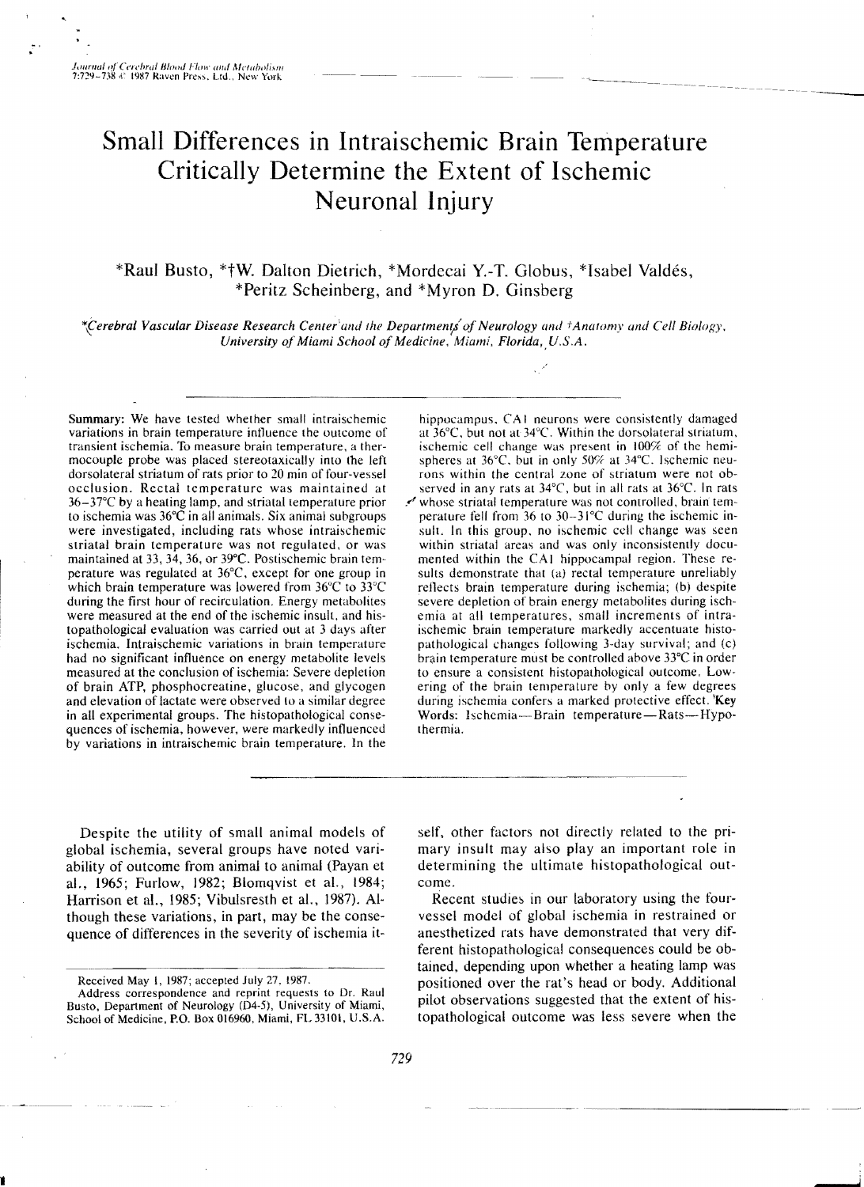# Small Differences in Intraischemic Brain Temperature Critically Determine the Extent of Ischemic Neuronal Injury

*Raul Busto, *†W. Dalton Dietrich, *Mordecai Y.-T. Globus, *Isabel Valdés, *Peritz Scheinberg, and *Myron D. Ginsberg

*\*Cerebral Vascular Disease Research Center and the Departments of Neurology and †Anatomy and Cell Biology, University of Miami School of Medicine, Miami, Florida, U.S.A.*

**Summary:** We have tested whether small intraischemic variations in brain temperature influence the outcome of transient ischemia. To measure brain temperature, a thermocouple probe was placed stereotaxically into the left dorsolateral striatum of rats prior to 20 min of four-vessel occlusion. Rectal temperature was maintained at 36–37°C by a heating lamp, and striatal temperature prior to ischemia was 36°C in all animals. Six animal subgroups were investigated, including rats whose intraischemic striatal brain temperature was not regulated, or was maintained at 33, 34, 36, or 39°C. Postischemic brain temperature was regulated at 36°C, except for one group in which brain temperature was lowered from 36°C to 33°C during the first hour of recirculation. Energy metabolites were measured at the end of the ischemic insult, and histopathological evaluation was carried out at 3 days after ischemia. Intraischemic variations in brain temperature had no significant influence on energy metabolite levels measured at the conclusion of ischemia: Severe depletion of brain ATP, phosphocreatine, glucose, and glycogen and elevation of lactate were observed to a similar degree in all experimental groups. The histopathological consequences of ischemia, however, were markedly influenced by variations in intraischemic brain temperature. In the hippocampus, CA1 neurons were consistently damaged at 36°C, but not at 34°C. Within the dorsolateral striatum, ischemic cell change was present in 100% of the hemispheres at 36°C, but in only 50% at 34°C. Ischemic neurons within the central zone of striatum were not observed in any rats at 34°C, but in all rats at 36°C. In rats whose striatal temperature was not controlled, brain temperature fell from 36 to 30–31°C during the ischemic insult. In this group, no ischemic cell change was seen within striatal areas and was only inconsistently documented within the CA1 hippocampal region. These results demonstrate that (a) rectal temperature unreliably reflects brain temperature during ischemia; (b) despite severe depletion of brain energy metabolites during ischemia at all temperatures, small increments of intraischemic brain temperature markedly accentuate histopathological changes following 3-day survival; and (c) brain temperature must be controlled above 33°C in order to ensure a consistent histopathological outcome. Lowering of the brain temperature by only a few degrees during ischemia confers a marked protective effect. **Key Words:** Ischemia—Brain temperature—Rats—Hypothermia.

Despite the utility of small animal models of global ischemia, several groups have noted variability of outcome from animal to animal (Payan et al., 1965; Furlow, 1982; Blomqvist et al., 1984; Harrison et al., 1985; Vibulsresth et al., 1987). Although these variations, in part, may be the consequence of differences in the severity of ischemia itself, other factors not directly related to the primary insult may also play an important role in determining the ultimate histopathological outcome.

Recent studies in our laboratory using the four-vessel model of global ischemia in restrained or anesthetized rats have demonstrated that very different histopathological consequences could be obtained, depending upon whether a heating lamp was positioned over the rat's head or body. Additional pilot observations suggested that the extent of histopathological outcome was less severe when the

---

Received May 1, 1987; accepted July 27, 1987.

Address correspondence and reprint requests to Dr. Raul Busto, Department of Neurology (D4-5), University of Miami, School of Medicine, P.O. Box 016960, Miami, FL 33101, U.S.A.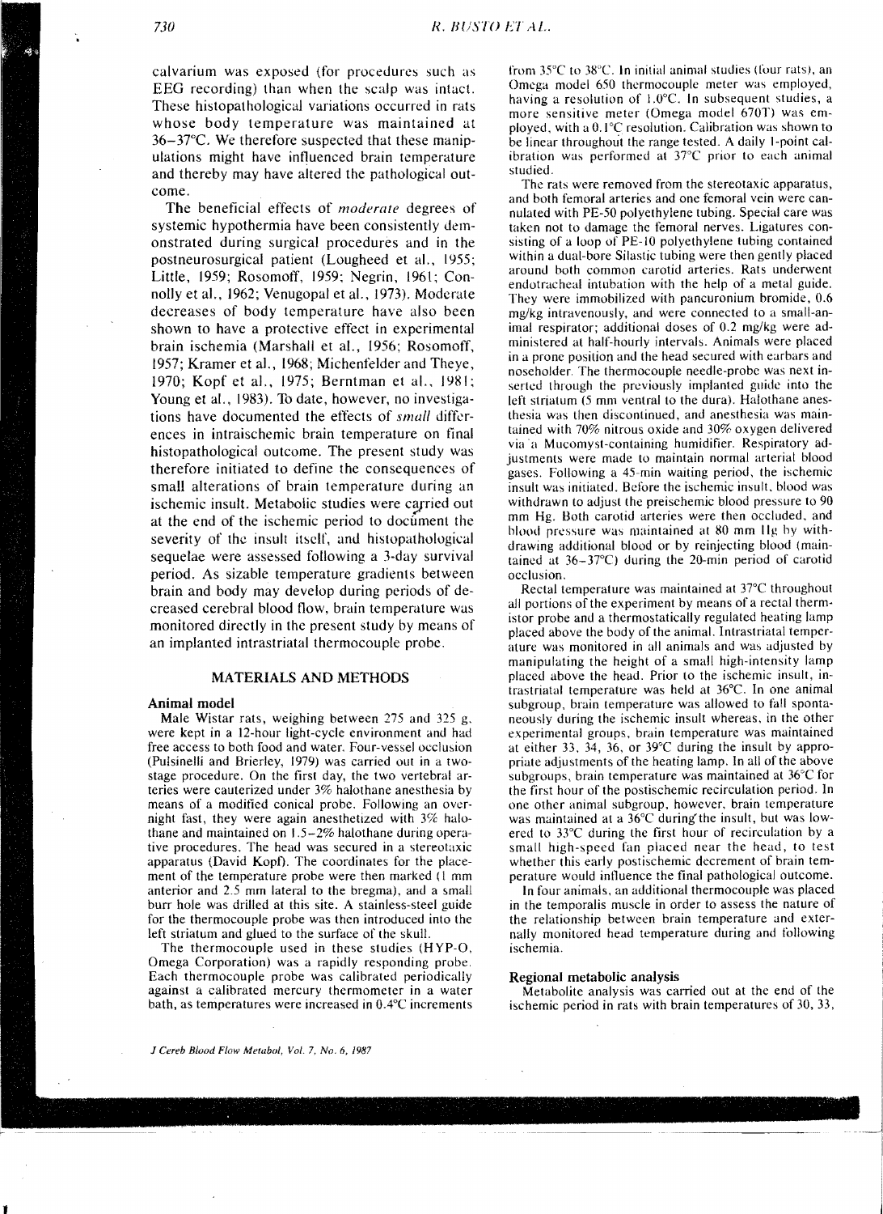calvarium was exposed (for procedures such as EEG recording) than when the scalp was intact. These histopathological variations occurred in rats whose body temperature was maintained at 36–37°C. We therefore suspected that these manipulations might have influenced brain temperature and thereby may have altered the pathological outcome.

The beneficial effects of *moderate* degrees of systemic hypothermia have been consistently demonstrated during surgical procedures and in the postneurosurgical patient (Lougheed et al., 1955; Little, 1959; Rosomoff, 1959; Negrin, 1961; Connolly et al., 1962; Venugopal et al., 1973). Moderate decreases of body temperature have also been shown to have a protective effect in experimental brain ischemia (Marshall et al., 1956; Rosomoff, 1957; Kramer et al., 1968; Michenfelder and Theye, 1970; Kopf et al., 1975; Berntman et al., 1981; Young et al., 1983). To date, however, no investigations have documented the effects of *small* differences in intraischemic brain temperature on final histopathological outcome. The present study was therefore initiated to define the consequences of small alterations of brain temperature during an ischemic insult. Metabolic studies were carried out at the end of the ischemic period to document the severity of the insult itself, and histopathological sequelae were assessed following a 3-day survival period. As sizable temperature gradients between brain and body may develop during periods of decreased cerebral blood flow, brain temperature was monitored directly in the present study by means of an implanted intrastriatal thermocouple probe.

## MATERIALS AND METHODS

### Animal model

Male Wistar rats, weighing between 275 and 325 g, were kept in a 12-hour light-cycle environment and had free access to both food and water. Four-vessel occlusion (Pulsinelli and Brierley, 1979) was carried out in a two-stage procedure. On the first day, the two vertebral arteries were cauterized under 3% halothane anesthesia by means of a modified conical probe. Following an overnight fast, they were again anesthetized with 3% halothane and maintained on 1.5–2% halothane during operative procedures. The head was secured in a stereotaxic apparatus (David Kopf). The coordinates for the placement of the temperature probe were then marked (1 mm anterior and 2.5 mm lateral to the bregma), and a small burr hole was drilled at this site. A stainless-steel guide for the thermocouple probe was then introduced into the left striatum and glued to the surface of the skull.

The thermocouple used in these studies (HYP-O, Omega Corporation) was a rapidly responding probe. Each thermocouple probe was calibrated periodically against a calibrated mercury thermometer in a water bath, as temperatures were increased in 0.4°C increments from 35°C to 38°C. In initial animal studies (four rats), an Omega model 650 thermocouple meter was employed, having a resolution of 1.0°C. In subsequent studies, a more sensitive meter (Omega model 670T) was employed, with a 0.1°C resolution. Calibration was shown to be linear throughout the range tested. A daily 1-point calibration was performed at 37°C prior to each animal studied.

The rats were removed from the stereotaxic apparatus, and both femoral arteries and one femoral vein were cannulated with PE-50 polyethylene tubing. Special care was taken not to damage the femoral nerves. Ligatures consisting of a loop of PE-10 polyethylene tubing contained within a dual-bore Silastic tubing were then gently placed around both common carotid arteries. Rats underwent endotracheal intubation with the help of a metal guide. They were immobilized with pancuronium bromide, 0.6 mg/kg intravenously, and were connected to a small-animal respirator; additional doses of 0.2 mg/kg were administered at half-hourly intervals. Animals were placed in a prone position and the head secured with earbars and noseholder. The thermocouple needle-probe was next inserted through the previously implanted guide into the left striatum (5 mm ventral to the dura). Halothane anesthesia was then discontinued, and anesthesia was maintained with 70% nitrous oxide and 30% oxygen delivered via a Mucomyst-containing humidifier. Respiratory adjustments were made to maintain normal arterial blood gases. Following a 45-min waiting period, the ischemic insult was initiated. Before the ischemic insult, blood was withdrawn to adjust the preischemic blood pressure to 90 mm Hg. Both carotid arteries were then occluded, and blood pressure was maintained at 80 mm Hg by withdrawing additional blood or by reinjecting blood (maintained at 36–37°C) during the 20-min period of carotid occlusion.

Rectal temperature was maintained at 37°C throughout all portions of the experiment by means of a rectal thermistor probe and a thermostatically regulated heating lamp placed above the body of the animal. Intrastriatal temperature was monitored in all animals and was adjusted by manipulating the height of a small high-intensity lamp placed above the head. Prior to the ischemic insult, intrastriatal temperature was held at 36°C. In one animal subgroup, brain temperature was allowed to fall spontaneously during the ischemic insult whereas, in the other experimental groups, brain temperature was maintained at either 33, 34, 36, or 39°C during the insult by appropriate adjustments of the heating lamp. In all of the above subgroups, brain temperature was maintained at 36°C for the first hour of the postischemic recirculation period. In one other animal subgroup, however, brain temperature was maintained at a 36°C during the insult, but was lowered to 33°C during the first hour of recirculation by a small high-speed fan placed near the head, to test whether this early postischemic decrement of brain temperature would influence the final pathological outcome.

In four animals, an additional thermocouple was placed in the temporalis muscle in order to assess the nature of the relationship between brain temperature and externally monitored head temperature during and following ischemia.

### Regional metabolic analysis

Metabolite analysis was carried out at the end of the ischemic period in rats with brain temperatures of 30, 33,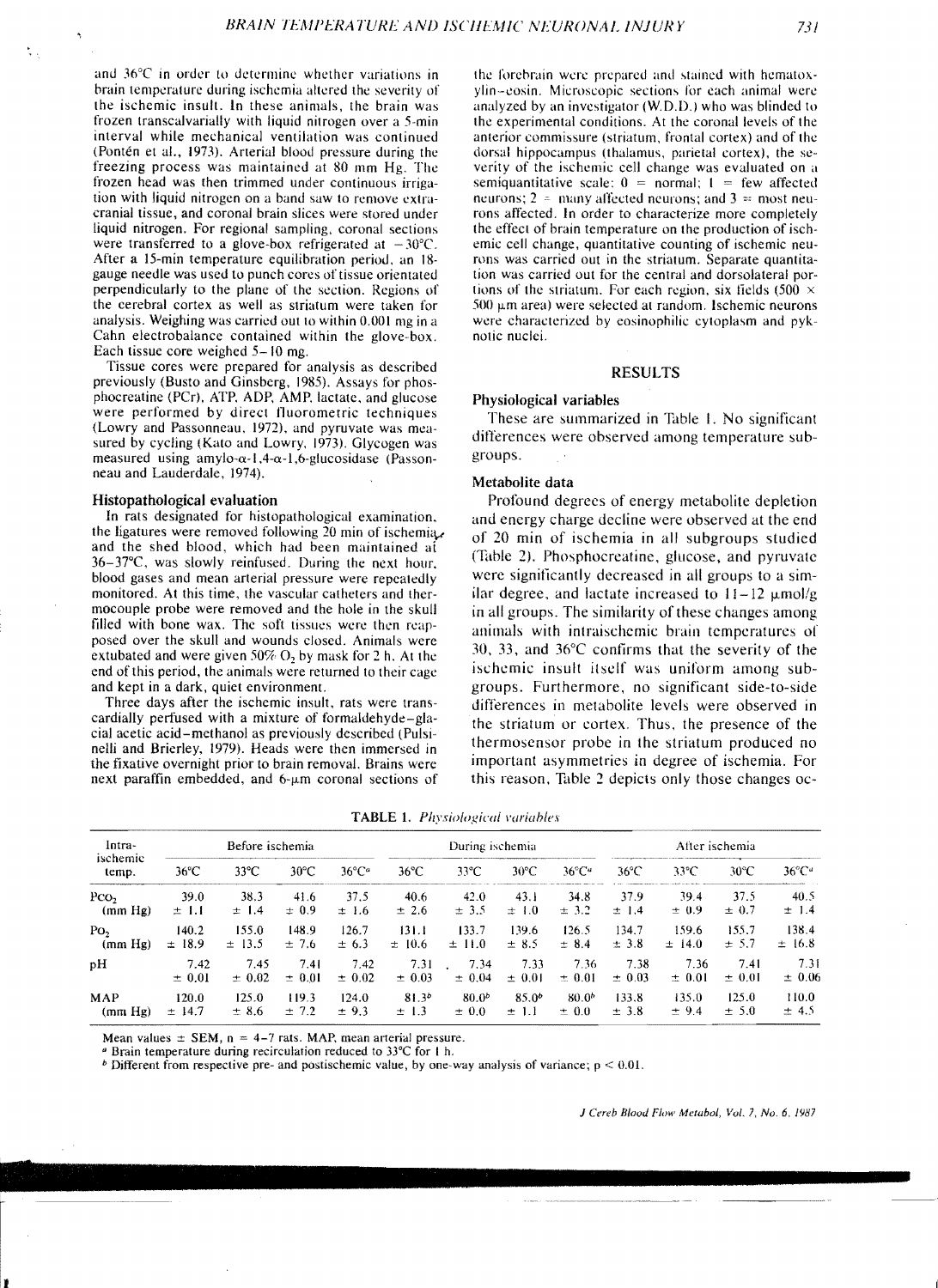and 36°C in order to determine whether variations in brain temperature during ischemia altered the severity of the ischemic insult. In these animals, the brain was frozen transcalvarially with liquid nitrogen over a 5-min interval while mechanical ventilation was continued (Pontén et al., 1973). Arterial blood pressure during the freezing process was maintained at 80 mm Hg. The frozen head was then trimmed under continuous irrigation with liquid nitrogen on a band saw to remove extracranial tissue, and coronal brain slices were stored under liquid nitrogen. For regional sampling, coronal sections were transferred to a glove-box refrigerated at −30°C. After a 15-min temperature equilibration period, an 18-gauge needle was used to punch cores of tissue orientated perpendicularly to the plane of the section. Regions of the cerebral cortex as well as striatum were taken for analysis. Weighing was carried out to within 0.001 mg in a Cahn electrobalance contained within the glove-box. Each tissue core weighed 5–10 mg.

Tissue cores were prepared for analysis as described previously (Busto and Ginsberg, 1985). Assays for phosphocreatine (PCr), ATP, ADP, AMP, lactate, and glucose were performed by direct fluorometric techniques (Lowry and Passonneau, 1972), and pyruvate was measured by cycling (Kato and Lowry, 1973). Glycogen was measured using amylo-α-1,4-α-1,6-glucosidase (Passonneau and Lauderdale, 1974).

### Histopathological evaluation

In rats designated for histopathological examination, the ligatures were removed following 20 min of ischemia, and the shed blood, which had been maintained at 36–37°C, was slowly reinfused. During the next hour, blood gases and mean arterial pressure were repeatedly monitored. At this time, the vascular catheters and thermocouple probe were removed and the hole in the skull filled with bone wax. The soft tissues were then reapposed over the skull and wounds closed. Animals were extubated and were given 50% $O_2$ by mask for 2 h. At the end of this period, the animals were returned to their cage and kept in a dark, quiet environment.

Three days after the ischemic insult, rats were transcardially perfused with a mixture of formaldehyde–glacial acetic acid–methanol as previously described (Pulsinelli and Brierley, 1979). Heads were then immersed in the fixative overnight prior to brain removal. Brains were next paraffin embedded, and 6-μm coronal sections of the forebrain were prepared and stained with hematoxylin–eosin. Microscopic sections for each animal were analyzed by an investigator (W.D.D.) who was blinded to the experimental conditions. At the coronal levels of the anterior commissure (striatum, frontal cortex) and of the dorsal hippocampus (thalamus, parietal cortex), the severity of the ischemic cell change was evaluated on a semiquantitative scale: 0 = normal; 1 = few affected neurons; 2 = many affected neurons; and 3 = most neurons affected. In order to characterize more completely the effect of brain temperature on the production of ischemic cell change, quantitative counting of ischemic neurons was carried out in the striatum. Separate quantitation was carried out for the central and dorsolateral portions of the striatum. For each region, six fields (500 × 500 μm area) were selected at random. Ischemic neurons were characterized by eosinophilic cytoplasm and pyknotic nuclei.

## RESULTS

### Physiological variables

These are summarized in Table 1. No significant differences were observed among temperature subgroups.

### Metabolite data

Profound degrees of energy metabolite depletion and energy charge decline were observed at the end of 20 min of ischemia in all subgroups studied (Table 2). Phosphocreatine, glucose, and pyruvate were significantly decreased in all groups to a similar degree, and lactate increased to 11–12 μmol/g in all groups. The similarity of these changes among animals with intraischemic brain temperatures of 30, 33, and 36°C confirms that the severity of the ischemic insult itself was uniform among subgroups. Furthermore, no significant side-to-side differences in metabolite levels were observed in the striatum or cortex. Thus, the presence of the thermosensor probe in the striatum produced no important asymmetries in degree of ischemia. For this reason, Table 2 depicts only those changes oc-

**TABLE 1.** *Physiological variables*

| Intra-ischemic temp. | Before ischemia | | | | During ischemia | | | | After ischemia | | | |
|---|---|---|---|---|---|---|---|---|---|---|---|---|
| | 36°C | 33°C | 30°C | 36°C[a] | 36°C | 33°C | 30°C | 36°C[a] | 36°C | 33°C | 30°C | 36°C[a] |
| $P_{CO_2}$ (mm Hg) | 39.0 ± 1.1 | 38.3 ± 1.4 | 41.6 ± 0.9 | 37.5 ± 1.6 | 40.6 ± 2.6 | 42.0 ± 3.5 | 43.1 ± 1.0 | 34.8 ± 3.2 | 37.9 ± 1.4 | 39.4 ± 0.9 | 37.5 ± 0.7 | 40.5 ± 1.4 |
| $P_{O_2}$ (mm Hg) | 140.2 ± 18.9 | 155.0 ± 13.5 | 148.9 ± 7.6 | 126.7 ± 6.3 | 131.1 ± 10.6 | 133.7 ± 11.0 | 139.6 ± 8.5 | 126.5 ± 8.4 | 134.7 ± 3.8 | 159.6 ± 14.0 | 155.7 ± 5.7 | 138.4 ± 16.8 |
| pH | 7.42 ± 0.01 | 7.45 ± 0.02 | 7.41 ± 0.01 | 7.42 ± 0.02 | 7.31 ± 0.03 | 7.34 ± 0.04 | 7.33 ± 0.01 | 7.36 ± 0.01 | 7.38 ± 0.03 | 7.36 ± 0.01 | 7.41 ± 0.01 | 7.31 ± 0.06 |
| MAP (mm Hg) | 120.0 ± 14.7 | 125.0 ± 8.6 | 119.3 ± 7.2 | 124.0 ± 9.3 | 81.3[b] ± 1.3 | 80.0[b] ± 0.0 | 85.0[b] ± 1.1 | 80.0[b] ± 0.0 | 133.8 ± 3.8 | 135.0 ± 9.4 | 125.0 ± 5.0 | 110.0 ± 4.5 |

Mean values ± SEM, n = 4–7 rats. MAP, mean arterial pressure.

[a] Brain temperature during recirculation reduced to 33°C for 1 h.

[b] Different from respective pre- and postischemic value, by one-way analysis of variance; $p < 0.01$.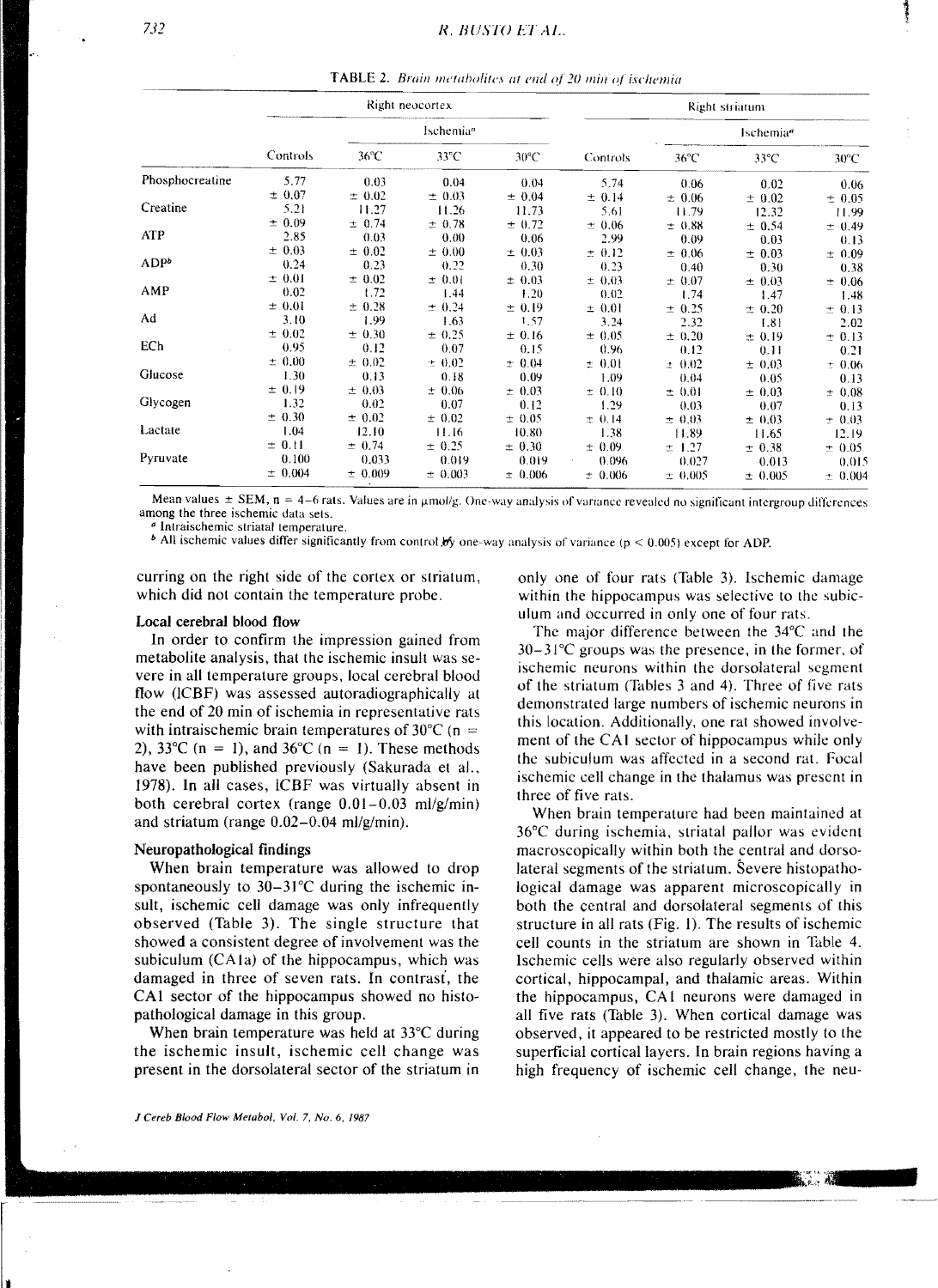**TABLE 2.** *Brain metabolites at end of 20 min of ischemia*

| | Right neocortex | | | | Right striatum | | | |
|---|---|---|---|---|---|---|---|---|
| | | Ischemia[a] | | | | Ischemia[a] | | |
| | Controls | 36°C | 33°C | 30°C | Controls | 36°C | 33°C | 30°C |
| Phosphocreatine | 5.77 ± 0.07 | 0.03 ± 0.02 | 0.04 ± 0.03 | 0.04 ± 0.04 | 5.74 ± 0.14 | 0.06 ± 0.06 | 0.02 ± 0.02 | 0.06 ± 0.05 |
| Creatine | 5.21 ± 0.09 | 11.27 ± 0.74 | 11.26 ± 0.78 | 11.73 ± 0.72 | 5.61 ± 0.06 | 11.79 ± 0.88 | 12.32 ± 0.54 | 11.99 ± 0.49 |
| ATP | 2.85 ± 0.03 | 0.03 ± 0.02 | 0.00 ± 0.00 | 0.06 ± 0.03 | 2.99 ± 0.12 | 0.09 ± 0.06 | 0.03 ± 0.03 | 0.13 ± 0.09 |
| ADP[b] | 0.24 ± 0.01 | 0.23 ± 0.02 | 0.22 ± 0.01 | 0.30 ± 0.03 | 0.23 ± 0.03 | 0.40 ± 0.07 | 0.30 ± 0.03 | 0.38 ± 0.06 |
| AMP | 0.02 ± 0.01 | 1.72 ± 0.28 | 1.44 ± 0.24 | 1.20 ± 0.19 | 0.02 ± 0.01 | 1.74 ± 0.25 | 1.47 ± 0.20 | 1.48 ± 0.13 |
| Ad | 3.10 ± 0.02 | 1.99 ± 0.30 | 1.63 ± 0.25 | 1.57 ± 0.16 | 3.24 ± 0.05 | 2.32 ± 0.20 | 1.81 ± 0.19 | 2.02 ± 0.13 |
| ECh | 0.95 ± 0.00 | 0.12 ± 0.02 | 0.07 ± 0.02 | 0.15 ± 0.04 | 0.96 ± 0.01 | 0.12 ± 0.02 | 0.11 ± 0.03 | 0.21 ± 0.06 |
| Glucose | 1.30 ± 0.19 | 0.13 ± 0.03 | 0.18 ± 0.06 | 0.09 ± 0.03 | 1.09 ± 0.10 | 0.04 ± 0.01 | 0.05 ± 0.03 | 0.13 ± 0.08 |
| Glycogen | 1.32 ± 0.30 | 0.02 ± 0.02 | 0.07 ± 0.02 | 0.12 ± 0.05 | 1.29 ± 0.14 | 0.03 ± 0.03 | 0.07 ± 0.03 | 0.13 ± 0.03 |
| Lactate | 1.04 ± 0.11 | 12.10 ± 0.74 | 11.16 ± 0.25 | 10.80 ± 0.30 | 1.38 ± 0.09 | 11.89 ± 1.27 | 11.65 ± 0.38 | 12.19 ± 0.05 |
| Pyruvate | 0.100 ± 0.004 | 0.033 ± 0.009 | 0.019 ± 0.003 | 0.019 ± 0.006 | 0.096 ± 0.006 | 0.027 ± 0.005 | 0.013 ± 0.005 | 0.015 ± 0.004 |

Mean values ± SEM, n = 4–6 rats. Values are in μmol/g. One-way analysis of variance revealed no significant intergroup differences among the three ischemic data sets.

[a] Intraischemic striatal temperature.

[b] All ischemic values differ significantly from control by one-way analysis of variance ($p < 0.005$) except for ADP.

curring on the right side of the cortex or striatum, which did not contain the temperature probe.

### Local cerebral blood flow

In order to confirm the impression gained from metabolite analysis, that the ischemic insult was severe in all temperature groups, local cerebral blood flow (lCBF) was assessed autoradiographically at the end of 20 min of ischemia in representative rats with intraischemic brain temperatures of 30°C (n = 2), 33°C (n = 1), and 36°C (n = 1). These methods have been published previously (Sakurada et al., 1978). In all cases, lCBF was virtually absent in both cerebral cortex (range 0.01–0.03 ml/g/min) and striatum (range 0.02–0.04 ml/g/min).

### Neuropathological findings

When brain temperature was allowed to drop spontaneously to 30–31°C during the ischemic insult, ischemic cell damage was only infrequently observed (Table 3). The single structure that showed a consistent degree of involvement was the subiculum (CA1a) of the hippocampus, which was damaged in three of seven rats. In contrast, the CA1 sector of the hippocampus showed no histopathological damage in this group.

When brain temperature was held at 33°C during the ischemic insult, ischemic cell change was present in the dorsolateral sector of the striatum in only one of four rats (Table 3). Ischemic damage within the hippocampus was selective to the subiculum and occurred in only one of four rats.

The major difference between the 34°C and the 30–31°C groups was the presence, in the former, of ischemic neurons within the dorsolateral segment of the striatum (Tables 3 and 4). Three of five rats demonstrated large numbers of ischemic neurons in this location. Additionally, one rat showed involvement of the CA1 sector of hippocampus while only the subiculum was affected in a second rat. Focal ischemic cell change in the thalamus was present in three of five rats.

When brain temperature had been maintained at 36°C during ischemia, striatal pallor was evident macroscopically within both the central and dorsolateral segments of the striatum. Severe histopathological damage was apparent microscopically in both the central and dorsolateral segments of this structure in all rats (Fig. 1). The results of ischemic cell counts in the striatum are shown in Table 4. Ischemic cells were also regularly observed within cortical, hippocampal, and thalamic areas. Within the hippocampus, CA1 neurons were damaged in all five rats (Table 3). When cortical damage was observed, it appeared to be restricted mostly to the superficial cortical layers. In brain regions having a high frequency of ischemic cell change, the neu-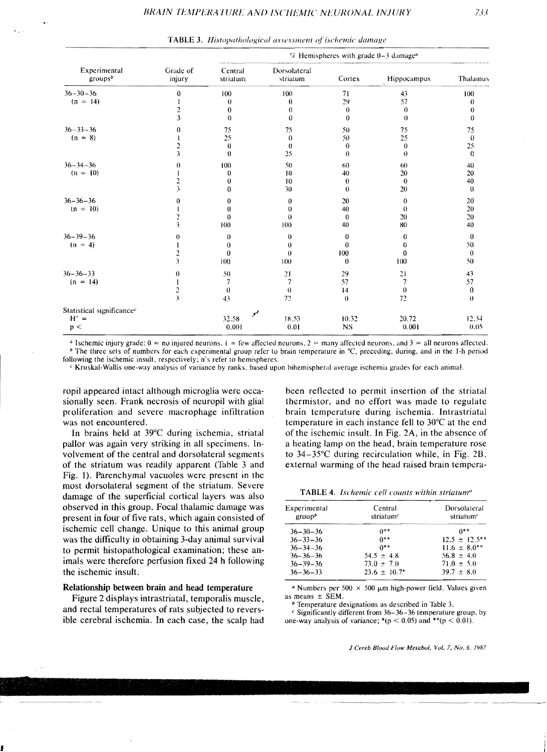**TABLE 3.** *Histopathological assessment of ischemic damage*

| Experimental groups[b] | Grade of injury | % Hemispheres with grade 0–3 damage[a] | | | | |
|---|---|---|---|---|---|---|
| | | Central striatum | Dorsolateral striatum | Cortex | Hippocampus | Thalamus |
| 36–30–36 | 0 | 100 | 100 | 71 | 43 | 100 |
| (n = 14) | 1 | 0 | 0 | 29 | 57 | 0 |
| | 2 | 0 | 0 | 0 | 0 | 0 |
| | 3 | 0 | 0 | 0 | 0 | 0 |
| 36–33–36 | 0 | 75 | 75 | 50 | 75 | 75 |
| (n = 8) | 1 | 25 | 0 | 50 | 25 | 0 |
| | 2 | 0 | 0 | 0 | 0 | 25 |
| | 3 | 0 | 25 | 0 | 0 | 0 |
| 36–34–36 | 0 | 100 | 50 | 60 | 60 | 40 |
| (n = 10) | 1 | 0 | 10 | 40 | 20 | 20 |
| | 2 | 0 | 10 | 0 | 0 | 40 |
| | 3 | 0 | 30 | 0 | 20 | 0 |
| 36–36–36 | 0 | 0 | 0 | 20 | 0 | 20 |
| (n = 10) | 1 | 0 | 0 | 40 | 0 | 20 |
| | 2 | 0 | 0 | 0 | 20 | 20 |
| | 3 | 100 | 100 | 40 | 80 | 40 |
| 36–39–36 | 0 | 0 | 0 | 0 | 0 | 0 |
| (n = 4) | 1 | 0 | 0 | 0 | 0 | 50 |
| | 2 | 0 | 0 | 100 | 0 | 0 |
| | 3 | 100 | 100 | 0 | 100 | 50 |
| 36–36–33 | 0 | 50 | 21 | 29 | 21 | 43 |
| (n = 14) | 1 | 7 | 7 | 57 | 7 | 57 |
| | 2 | 0 | 0 | 14 | 0 | 0 |
| | 3 | 43 | 72 | 0 | 72 | 0 |
| Statistical significance[c] | | | | | | |
| H' = | | 32.58 | 18.53 | 10.32 | 20.72 | 12.34 |
| p < | | 0.001 | 0.01 | NS | 0.001 | 0.05 |

[a] Ischemic injury grade: 0 = no injured neurons, 1 = few affected neurons, 2 = many affected neurons, and 3 = all neurons affected.
[b] The three sets of numbers for each experimental group refer to brain temperature in °C, preceding, during, and in the 1-h period following the ischemic insult, respectively; n's refer to hemispheres.
[c] Kruskal-Wallis one-way analysis of variance by ranks, based upon bihemispheral average ischemia grades for each animal.

ropil appeared intact although microglia were occasionally seen. Frank necrosis of neuropil with glial proliferation and severe macrophage infiltration was not encountered.

In brains held at 39°C during ischemia, striatal pallor was again very striking in all specimens. Involvement of the central and dorsolateral segments of the striatum was readily apparent (Table 3 and Fig. 1). Parenchymal vacuoles were present in the most dorsolateral segment of the striatum. Severe damage of the superficial cortical layers was also observed in this group. Focal thalamic damage was present in four of five rats, which again consisted of ischemic cell change. Unique to this animal group was the difficulty in obtaining 3-day animal survival to permit histopathological examination; these animals were therefore perfusion fixed 24 h following the ischemic insult.

### Relationship between brain and head temperature

Figure 2 displays intrastriatal, temporalis muscle, and rectal temperatures of rats subjected to reversible cerebral ischemia. In each case, the scalp had been reflected to permit insertion of the striatal thermistor, and no effort was made to regulate brain temperature during ischemia. Intrastriatal temperature in each instance fell to 30°C at the end of the ischemic insult. In Fig. 2A, in the absence of a heating lamp on the head, brain temperature rose to 34–35°C during recirculation while, in Fig. 2B, external warming of the head raised brain tempera-

**TABLE 4.** *Ischemic cell counts within striatum*[a]

| Experimental group[b] | Central striatum[c] | Dorsolateral striatum[c] |
|---|---|---|
| 36–30–36 | 0** | 0** |
| 36–33–36 | 0** | 12.5 ± 12.5** |
| 36–34–36 | 0** | 11.6 ± 8.0** |
| 36–36–36 | 54.5 ± 4.8 | 56.8 ± 4.0 |
| 36–39–36 | 73.0 ± 7.0 | 71.0 ± 5.0 |
| 36–36–33 | 23.6 ± 10.7* | 39.7 ± 8.0 |

[a] Numbers per 500 × 500 μm high-power field. Values given as means ± SEM.
[b] Temperature designations as described in Table 3.
[c] Significantly different from 36–36–36 temperature group, by one-way analysis of variance; *($p < 0.05$) and **($p < 0.01$).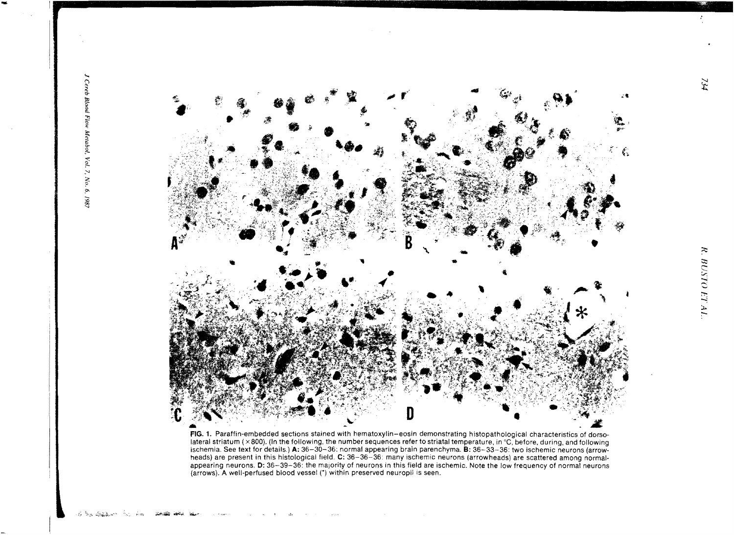FIG. 1. Paraffin-embedded sections stained with hematoxylin–eosin demonstrating histopathological characteristics of dorsolateral striatum (×800). (In the following, the number sequences refer to striatal temperature, in °C, before, during, and following ischemia. See text for details.) **A:** 36–30–36: normal appearing brain parenchyma. **B:** 36–33–36: two ischemic neurons (arrowheads) are present in this histological field. **C:** 36–36–36: many ischemic neurons (arrowheads) are scattered among normal-appearing neurons. **D:** 36–39–36: the majority of neurons in this field are ischemic. Note the low frequency of normal neurons (arrows). A well-perfused blood vessel (*) within preserved neuropil is seen.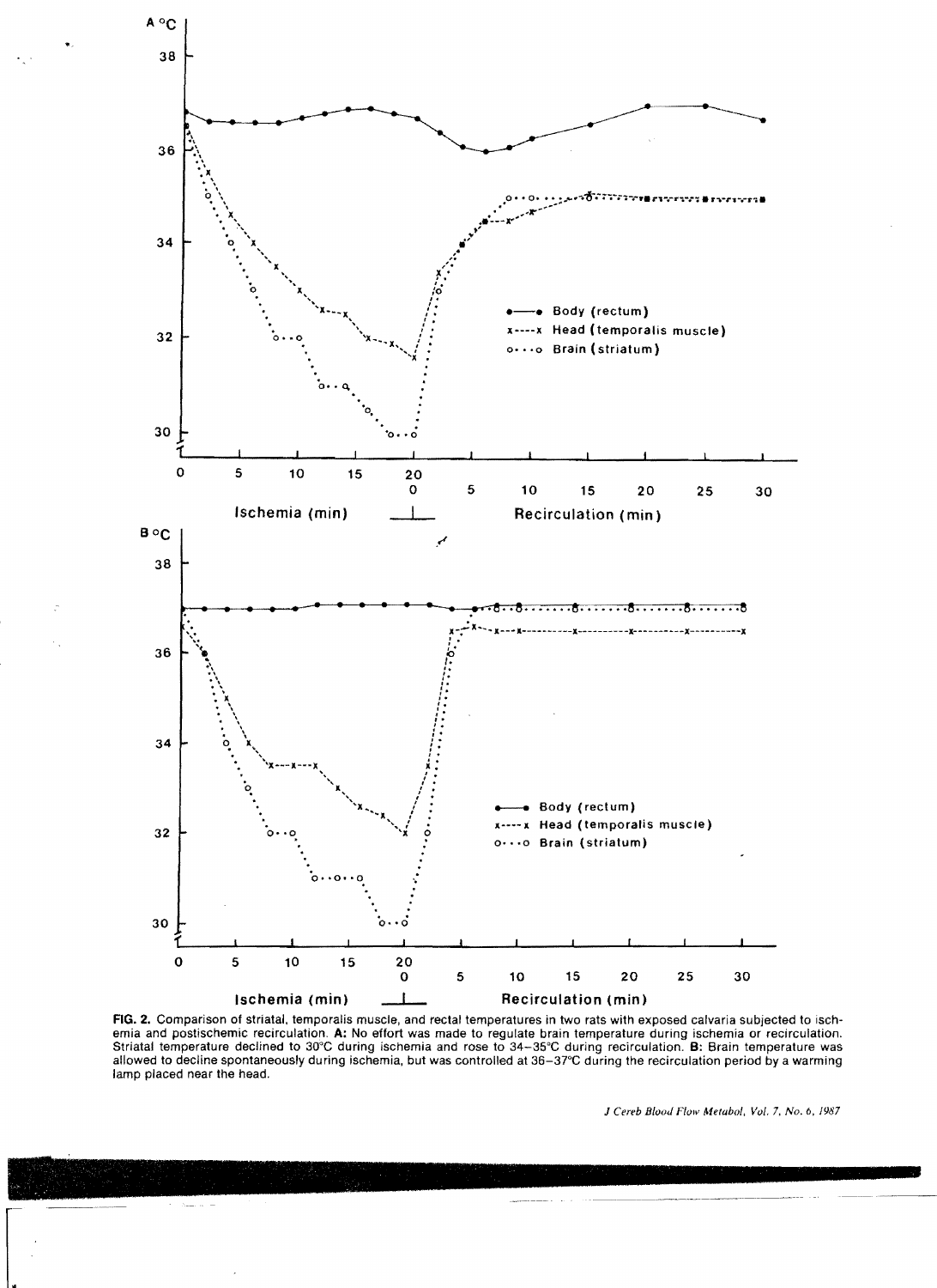**FIG. 2.** Comparison of striatal, temporalis muscle, and rectal temperatures in two rats with exposed calvaria subjected to ischemia and postischemic recirculation. **A:** No effort was made to regulate brain temperature during ischemia or recirculation. Striatal temperature declined to 30°C during ischemia and rose to 34–35°C during recirculation. **B:** Brain temperature was allowed to decline spontaneously during ischemia, but was controlled at 36–37°C during the recirculation period by a warming lamp placed near the head.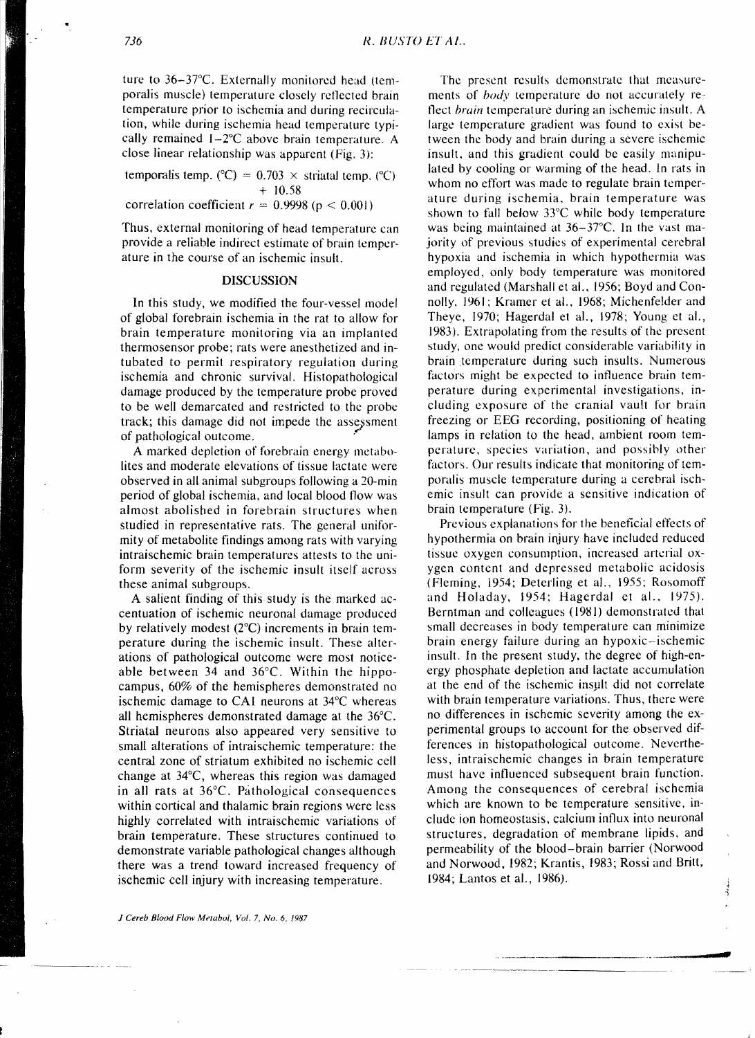ture to 36–37°C. Externally monitored head (temporalis muscle) temperature closely reflected brain temperature prior to ischemia and during recirculation, while during ischemia head temperature typically remained 1–2°C above brain temperature. A close linear relationship was apparent (Fig. 3):

$$\text{temporalis temp. (°C)} = 0.703 \times \text{striatal temp. (°C)} + 10.58$$

correlation coefficient $r = 0.9998$ ($p < 0.001$)

Thus, external monitoring of head temperature can provide a reliable indirect estimate of brain temperature in the course of an ischemic insult.

## DISCUSSION

In this study, we modified the four-vessel model of global forebrain ischemia in the rat to allow for brain temperature monitoring via an implanted thermosensor probe; rats were anesthetized and intubated to permit respiratory regulation during ischemia and chronic survival. Histopathological damage produced by the temperature probe proved to be well demarcated and restricted to the probe track; this damage did not impede the assessment of pathological outcome.

A marked depletion of forebrain energy metabolites and moderate elevations of tissue lactate were observed in all animal subgroups following a 20-min period of global ischemia, and local blood flow was almost abolished in forebrain structures when studied in representative rats. The general uniformity of metabolite findings among rats with varying intraischemic brain temperatures attests to the uniform severity of the ischemic insult itself across these animal subgroups.

A salient finding of this study is the marked accentuation of ischemic neuronal damage produced by relatively modest (2°C) increments in brain temperature during the ischemic insult. These alterations of pathological outcome were most noticeable between 34 and 36°C. Within the hippocampus, 60% of the hemispheres demonstrated no ischemic damage to CA1 neurons at 34°C whereas all hemispheres demonstrated damage at the 36°C. Striatal neurons also appeared very sensitive to small alterations of intraischemic temperature: the central zone of striatum exhibited no ischemic cell change at 34°C, whereas this region was damaged in all rats at 36°C. Pathological consequences within cortical and thalamic brain regions were less highly correlated with intraischemic variations of brain temperature. These structures continued to demonstrate variable pathological changes although there was a trend toward increased frequency of ischemic cell injury with increasing temperature.

The present results demonstrate that measurements of *body* temperature do not accurately reflect *brain* temperature during an ischemic insult. A large temperature gradient was found to exist between the body and brain during a severe ischemic insult, and this gradient could be easily manipulated by cooling or warming of the head. In rats in whom no effort was made to regulate brain temperature during ischemia, brain temperature was shown to fall below 33°C while body temperature was being maintained at 36–37°C. In the vast majority of previous studies of experimental cerebral hypoxia and ischemia in which hypothermia was employed, only body temperature was monitored and regulated (Marshall et al., 1956; Boyd and Connolly, 1961; Kramer et al., 1968; Michenfelder and Theye, 1970; Hagerdal et al., 1978; Young et al., 1983). Extrapolating from the results of the present study, one would predict considerable variability in brain temperature during such insults. Numerous factors might be expected to influence brain temperature during experimental investigations, including exposure of the cranial vault for brain freezing or EEG recording, positioning of heating lamps in relation to the head, ambient room temperature, species variation, and possibly other factors. Our results indicate that monitoring of temporalis muscle temperature during a cerebral ischemic insult can provide a sensitive indication of brain temperature (Fig. 3).

Previous explanations for the beneficial effects of hypothermia on brain injury have included reduced tissue oxygen consumption, increased arterial oxygen content and depressed metabolic acidosis (Fleming, 1954; Deterling et al., 1955; Rosomoff and Holaday, 1954; Hagerdal et al., 1975). Berntman and colleagues (1981) demonstrated that small decreases in body temperature can minimize brain energy failure during an hypoxic–ischemic insult. In the present study, the degree of high-energy phosphate depletion and lactate accumulation at the end of the ischemic insult did not correlate with brain temperature variations. Thus, there were no differences in ischemic severity among the experimental groups to account for the observed differences in histopathological outcome. Nevertheless, intraischemic changes in brain temperature must have influenced subsequent brain function. Among the consequences of cerebral ischemia which are known to be temperature sensitive, include ion homeostasis, calcium influx into neuronal structures, degradation of membrane lipids, and permeability of the blood–brain barrier (Norwood and Norwood, 1982; Krantis, 1983; Rossi and Britt, 1984; Lantos et al., 1986).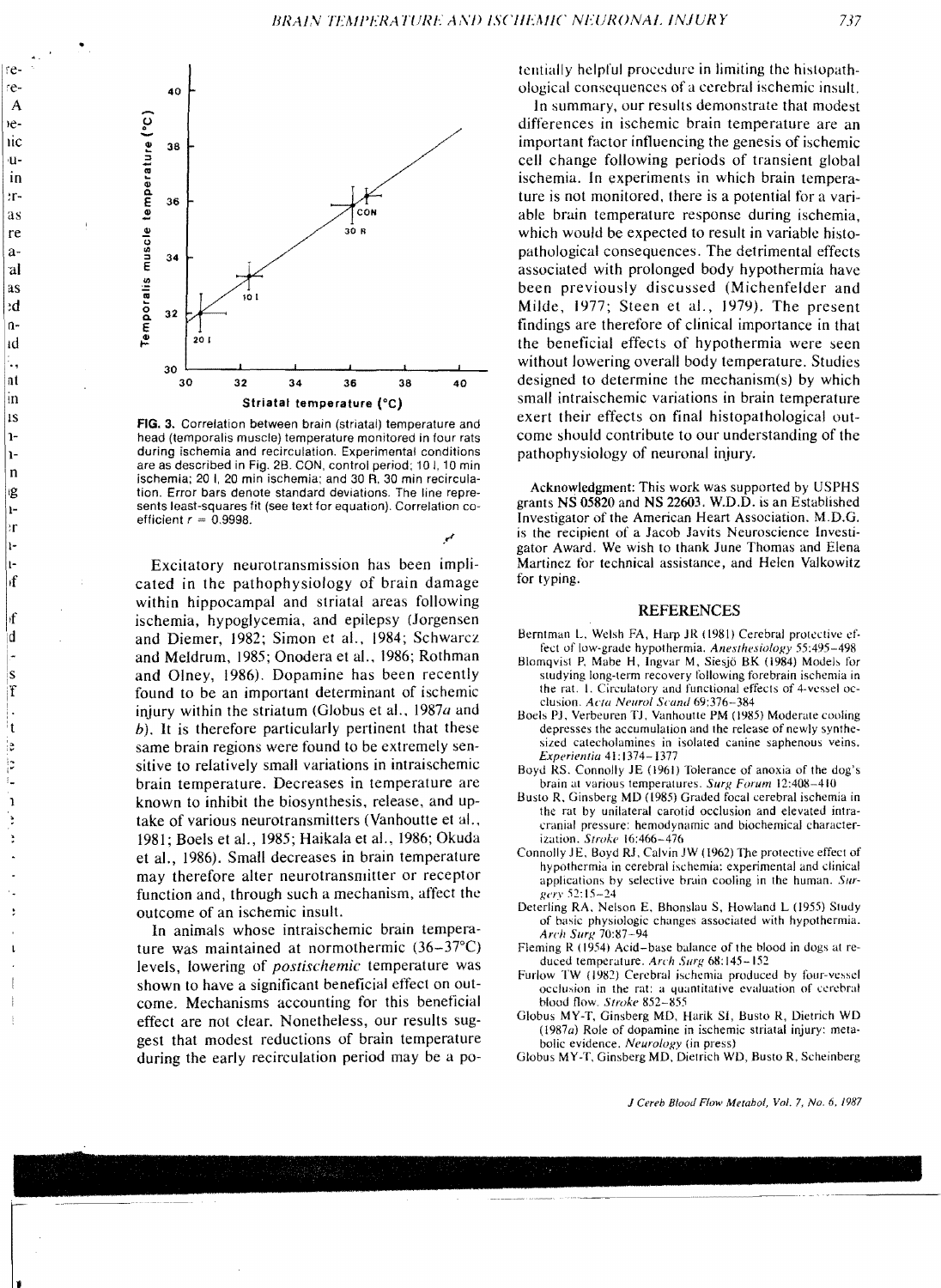FIG. 3. Correlation between brain (striatal) temperature and head (temporalis muscle) temperature monitored in four rats during ischemia and recirculation. Experimental conditions are as described in Fig. 2B. CON, control period; 10 I, 10 min ischemia; 20 I, 20 min ischemia; and 30 R, 30 min recirculation. Error bars denote standard deviations. The line represents least-squares fit (see text for equation). Correlation coefficient $r = 0.9998$.

Excitatory neurotransmission has been implicated in the pathophysiology of brain damage within hippocampal and striatal areas following ischemia, hypoglycemia, and epilepsy (Jorgensen and Diemer, 1982; Simon et al., 1984; Schwarcz and Meldrum, 1985; Onodera et al., 1986; Rothman and Olney, 1986). Dopamine has been recently found to be an important determinant of ischemic injury within the striatum (Globus et al., 1987*a* and *b*). It is therefore particularly pertinent that these same brain regions were found to be extremely sensitive to relatively small variations in intraischemic brain temperature. Decreases in temperature are known to inhibit the biosynthesis, release, and uptake of various neurotransmitters (Vanhoutte et al., 1981; Boels et al., 1985; Haikala et al., 1986; Okuda et al., 1986). Small decreases in brain temperature may therefore alter neurotransmitter or receptor function and, through such a mechanism, affect the outcome of an ischemic insult.

In animals whose intraischemic brain temperature was maintained at normothermic (36–37°C) levels, lowering of *postischemic* temperature was shown to have a significant beneficial effect on outcome. Mechanisms accounting for this beneficial effect are not clear. Nonetheless, our results suggest that modest reductions of brain temperature during the early recirculation period may be a potentially helpful procedure in limiting the histopathological consequences of a cerebral ischemic insult.

In summary, our results demonstrate that modest differences in ischemic brain temperature are an important factor influencing the genesis of ischemic cell change following periods of transient global ischemia. In experiments in which brain temperature is not monitored, there is a potential for a variable brain temperature response during ischemia, which would be expected to result in variable histopathological consequences. The detrimental effects associated with prolonged body hypothermia have been previously discussed (Michenfelder and Milde, 1977; Steen et al., 1979). The present findings are therefore of clinical importance in that the beneficial effects of hypothermia were seen without lowering overall body temperature. Studies designed to determine the mechanism(s) by which small intraischemic variations in brain temperature exert their effects on final histopathological outcome should contribute to our understanding of the pathophysiology of neuronal injury.

**Acknowledgment:** This work was supported by USPHS grants NS 05820 and NS 22603. W.D.D. is an Established Investigator of the American Heart Association. M.D.G. is the recipient of a Jacob Javits Neuroscience Investigator Award. We wish to thank June Thomas and Elena Martinez for technical assistance, and Helen Valkowitz for typing.

## REFERENCES

Berntman L, Welsh FA, Harp JR (1981) Cerebral protective effect of low-grade hypothermia. *Anesthesiology* 55:495–498

Blomqvist P, Mabe H, Ingvar M, Siesjö BK (1984) Models for studying long-term recovery following forebrain ischemia in the rat. 1. Circulatory and functional effects of 4-vessel occlusion. *Acta Neurol Scand* 69:376–384

Boels PJ, Verbeuren TJ, Vanhoutte PM (1985) Moderate cooling depresses the accumulation and the release of newly synthesized catecholamines in isolated canine saphenous veins. *Experientia* 41:1374–1377

Boyd RS, Connolly JE (1961) Tolerance of anoxia of the dog's brain at various temperatures. *Surg Forum* 12:408–410

Busto R, Ginsberg MD (1985) Graded focal cerebral ischemia in the rat by unilateral carotid occlusion and elevated intracranial pressure: hemodynamic and biochemical characterization. *Stroke* 16:466–476

Connolly JE, Boyd RJ, Calvin JW (1962) The protective effect of hypothermia in cerebral ischemia: experimental and clinical applications by selective brain cooling in the human. *Surgery* 52:15–24

Deterling RA, Nelson E, Bhonslau S, Howland L (1955) Study of basic physiologic changes associated with hypothermia. *Arch Surg* 70:87–94

Fleming R (1954) Acid–base balance of the blood in dogs at reduced temperature. *Arch Surg* 68:145–152

Furlow TW (1982) Cerebral ischemia produced by four-vessel occlusion in the rat: a quantitative evaluation of cerebral blood flow. *Stroke* 852–855

Globus MY-T, Ginsberg MD, Harik SI, Busto R, Dietrich WD (1987*a*) Role of dopamine in ischemic striatal injury: metabolic evidence. *Neurology* (in press)

Globus MY-T, Ginsberg MD, Dietrich WD, Busto R, Scheinberg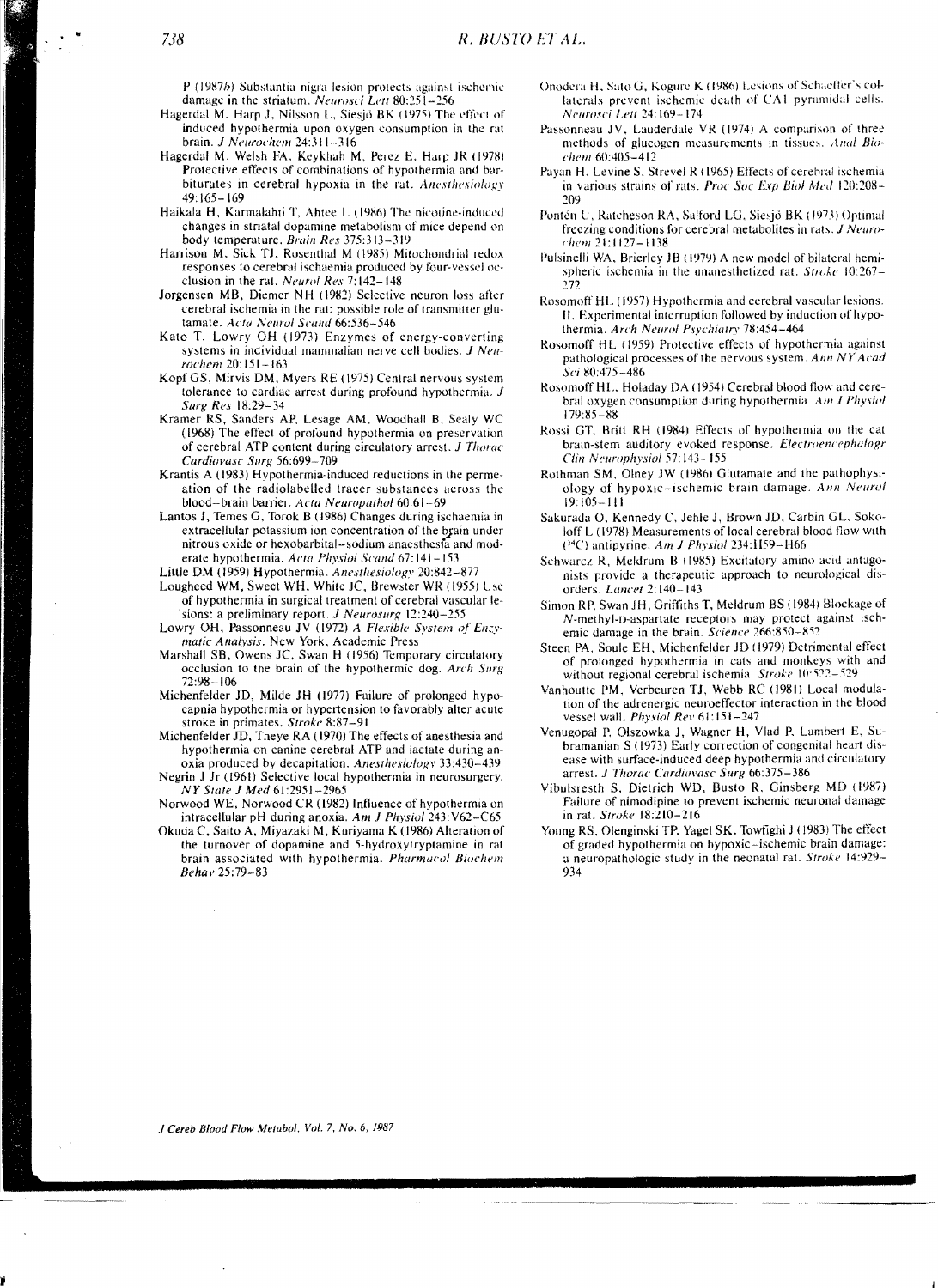P (1987*b*) Substantia nigra lesion protects against ischemic damage in the striatum. *Neurosci Lett* 80:251–256

Hagerdal M, Harp J, Nilsson L, Siesjö BK (1975) The effect of induced hypothermia upon oxygen consumption in the rat brain. *J Neurochem* 24:311–316

Hagerdal M, Welsh FA, Keykhah M, Perez E, Harp JR (1978) Protective effects of combinations of hypothermia and barbiturates in cerebral hypoxia in the rat. *Anesthesiology* 49:165–169

Haikala H, Karmalahti T, Ahtee L (1986) The nicotine-induced changes in striatal dopamine metabolism of mice depend on body temperature. *Brain Res* 375:313–319

Harrison M, Sick TJ, Rosenthal M (1985) Mitochondrial redox responses to cerebral ischaemia produced by four-vessel occlusion in the rat. *Neurol Res* 7:142–148

Jorgensen MB, Diemer NH (1982) Selective neuron loss after cerebral ischemia in the rat: possible role of transmitter glutamate. *Acta Neurol Scand* 66:536–546

Kato T, Lowry OH (1973) Enzymes of energy-converting systems in individual mammalian nerve cell bodies. *J Neurochem* 20:151–163

Kopf GS, Mirvis DM, Myers RE (1975) Central nervous system tolerance to cardiac arrest during profound hypothermia. *J Surg Res* 18:29–34

Kramer RS, Sanders AP, Lesage AM, Woodhall B, Sealy WC (1968) The effect of profound hypothermia on preservation of cerebral ATP content during circulatory arrest. *J Thorac Cardiovasc Surg* 56:699–709

Krantis A (1983) Hypothermia-induced reductions in the permeation of the radiolabelled tracer substances across the blood–brain barrier. *Acta Neuropathol* 60:61–69

Lantos J, Temes G, Torok B (1986) Changes during ischaemia in extracellular potassium ion concentration of the brain under nitrous oxide or hexobarbital–sodium anaesthesia and moderate hypothermia. *Acta Physiol Scand* 67:141–153

Little DM (1959) Hypothermia. *Anesthesiology* 20:842–877

Lougheed WM, Sweet WH, White JC, Brewster WR (1955) Use of hypothermia in surgical treatment of cerebral vascular lesions: a preliminary report. *J Neurosurg* 12:240–255

Lowry OH, Passonneau JV (1972) *A Flexible System of Enzymatic Analysis*. New York, Academic Press

Marshall SB, Owens JC, Swan H (1956) Temporary circulatory occlusion to the brain of the hypothermic dog. *Arch Surg* 72:98–106

Michenfelder JD, Milde JH (1977) Failure of prolonged hypocapnia hypothermia or hypertension to favorably alter acute stroke in primates. *Stroke* 8:87–91

Michenfelder JD, Theye RA (1970) The effects of anesthesia and hypothermia on canine cerebral ATP and lactate during anoxia produced by decapitation. *Anesthesiology* 33:430–439

Negrin J Jr (1961) Selective local hypothermia in neurosurgery. *NY State J Med* 61:2951–2965

Norwood WE, Norwood CR (1982) Influence of hypothermia on intracellular pH during anoxia. *Am J Physiol* 243:V62–C65

Okuda C, Saito A, Miyazaki M, Kuriyama K (1986) Alteration of the turnover of dopamine and 5-hydroxytryptamine in rat brain associated with hypothermia. *Pharmacol Biochem Behav* 25:79–83

Onodera H, Sato G, Kogure K (1986) Lesions of Schaeffer's collaterals prevent ischemic death of CA1 pyramidal cells. *Neurosci Lett* 24:169–174

Passonneau JV, Lauderdale VR (1974) A comparison of three methods of glucogen measurements in tissues. *Anal Biochem* 60:405–412

Payan H, Levine S, Strevel R (1965) Effects of cerebral ischemia in various strains of rats. *Proc Soc Exp Biol Med* 120:208–209

Pontén U, Ratcheson RA, Salford LG, Siesjö BK (1973) Optimal freezing conditions for cerebral metabolites in rats. *J Neurochem* 21:1127–1138

Pulsinelli WA, Brierley JB (1979) A new model of bilateral hemispheric ischemia in the unanesthetized rat. *Stroke* 10:267–272

Rosomoff HL (1957) Hypothermia and cerebral vascular lesions. II. Experimental interruption followed by induction of hypothermia. *Arch Neurol Psychiatry* 78:454–464

Rosomoff HL (1959) Protective effects of hypothermia against pathological processes of the nervous system. *Ann NY Acad Sci* 80:475–486

Rosomoff HL, Holaday DA (1954) Cerebral blood flow and cerebral oxygen consumption during hypothermia. *Am J Physiol* 179:85–88

Rossi GT, Britt RH (1984) Effects of hypothermia on the cat brain-stem auditory evoked response. *Electroencephalogr Clin Neurophysiol* 57:143–155

Rothman SM, Olney JW (1986) Glutamate and the pathophysiology of hypoxic–ischemic brain damage. *Ann Neurol* 19:105–111

Sakurada O, Kennedy C, Jehle J, Brown JD, Carbin GL, Sokoloff L (1978) Measurements of local cerebral blood flow with ($^{14}$C) antipyrine. *Am J Physiol* 234:H59–H66

Schwarcz R, Meldrum B (1985) Excitatory amino acid antagonists provide a therapeutic approach to neurological disorders. *Lancet* 2:140–143

Simon RP, Swan JH, Griffiths T, Meldrum BS (1984) Blockage of *N*-methyl-D-aspartate receptors may protect against ischemic damage in the brain. *Science* 266:850–852

Steen PA, Soule EH, Michenfelder JD (1979) Detrimental effect of prolonged hypothermia in cats and monkeys with and without regional cerebral ischemia. *Stroke* 10:522–529

Vanhoutte PM, Verbeuren TJ, Webb RC (1981) Local modulation of the adrenergic neuroeffector interaction in the blood vessel wall. *Physiol Rev* 61:151–247

Venugopal P, Olszowka J, Wagner H, Vlad P, Lambert E, Subramanian S (1973) Early correction of congenital heart disease with surface-induced deep hypothermia and circulatory arrest. *J Thorac Cardiovasc Surg* 66:375–386

Vibulsresth S, Dietrich WD, Busto R, Ginsberg MD (1987) Failure of nimodipine to prevent ischemic neuronal damage in rat. *Stroke* 18:210–216

Young RS, Olenginski TP, Yagel SK, Towfighi J (1983) The effect of graded hypothermia on hypoxic–ischemic brain damage: a neuropathologic study in the neonatal rat. *Stroke* 14:929–934